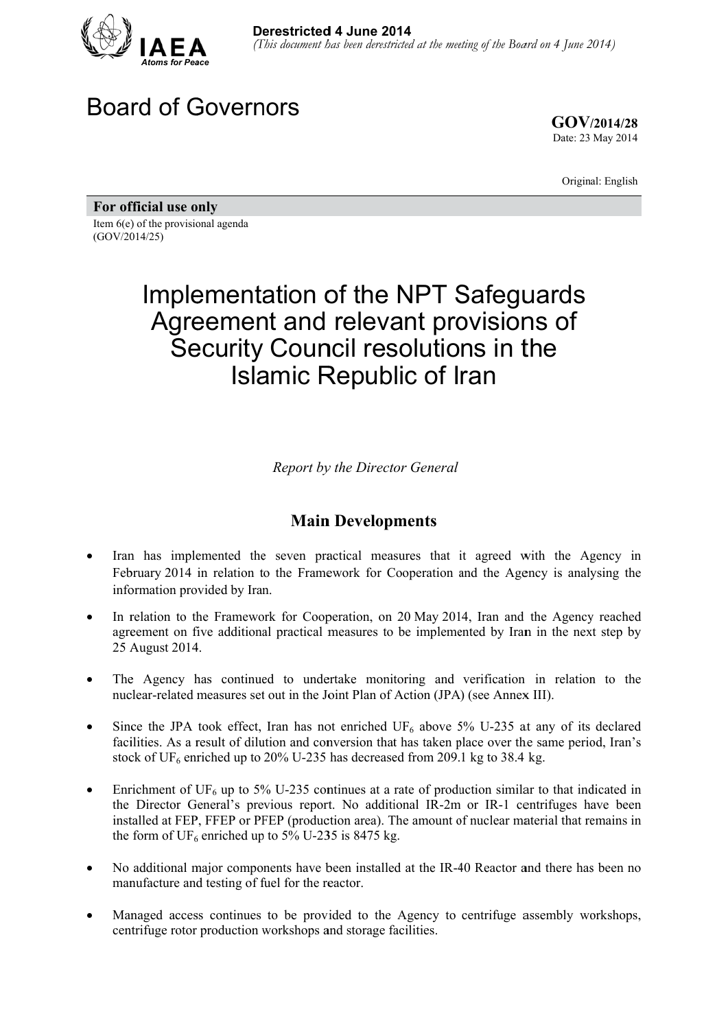**Derestricted 4 June 2014**
*(This document has been derestricted at the meeting of the Board on 4 June 2014)*

# Board of Governors

**GOV/2014/28**
Date: 23 May 2014

Original: English

**For official use only**

Item 6(e) of the provisional agenda
(GOV/2014/25)

# Implementation of the NPT Safeguards Agreement and relevant provisions of Security Council resolutions in the Islamic Republic of Iran

*Report by the Director General*

## Main Developments

- Iran has implemented the seven practical measures that it agreed with the Agency in February 2014 in relation to the Framework for Cooperation and the Agency is analysing the information provided by Iran.
- In relation to the Framework for Cooperation, on 20 May 2014, Iran and the Agency reached agreement on five additional practical measures to be implemented by Iran in the next step by 25 August 2014.
- The Agency has continued to undertake monitoring and verification in relation to the nuclear-related measures set out in the Joint Plan of Action (JPA) (see Annex III).
- Since the JPA took effect, Iran has not enriched $UF_6$ above 5% U-235 at any of its declared facilities. As a result of dilution and conversion that has taken place over the same period, Iran's stock of $UF_6$ enriched up to 20% U-235 has decreased from 209.1 kg to 38.4 kg.
- Enrichment of $UF_6$ up to 5% U-235 continues at a rate of production similar to that indicated in the Director General's previous report. No additional IR-2m or IR-1 centrifuges have been installed at FEP, FFEP or PFEP (production area). The amount of nuclear material that remains in the form of $UF_6$ enriched up to 5% U-235 is 8475 kg.
- No additional major components have been installed at the IR-40 Reactor and there has been no manufacture and testing of fuel for the reactor.
- Managed access continues to be provided to the Agency to centrifuge assembly workshops, centrifuge rotor production workshops and storage facilities.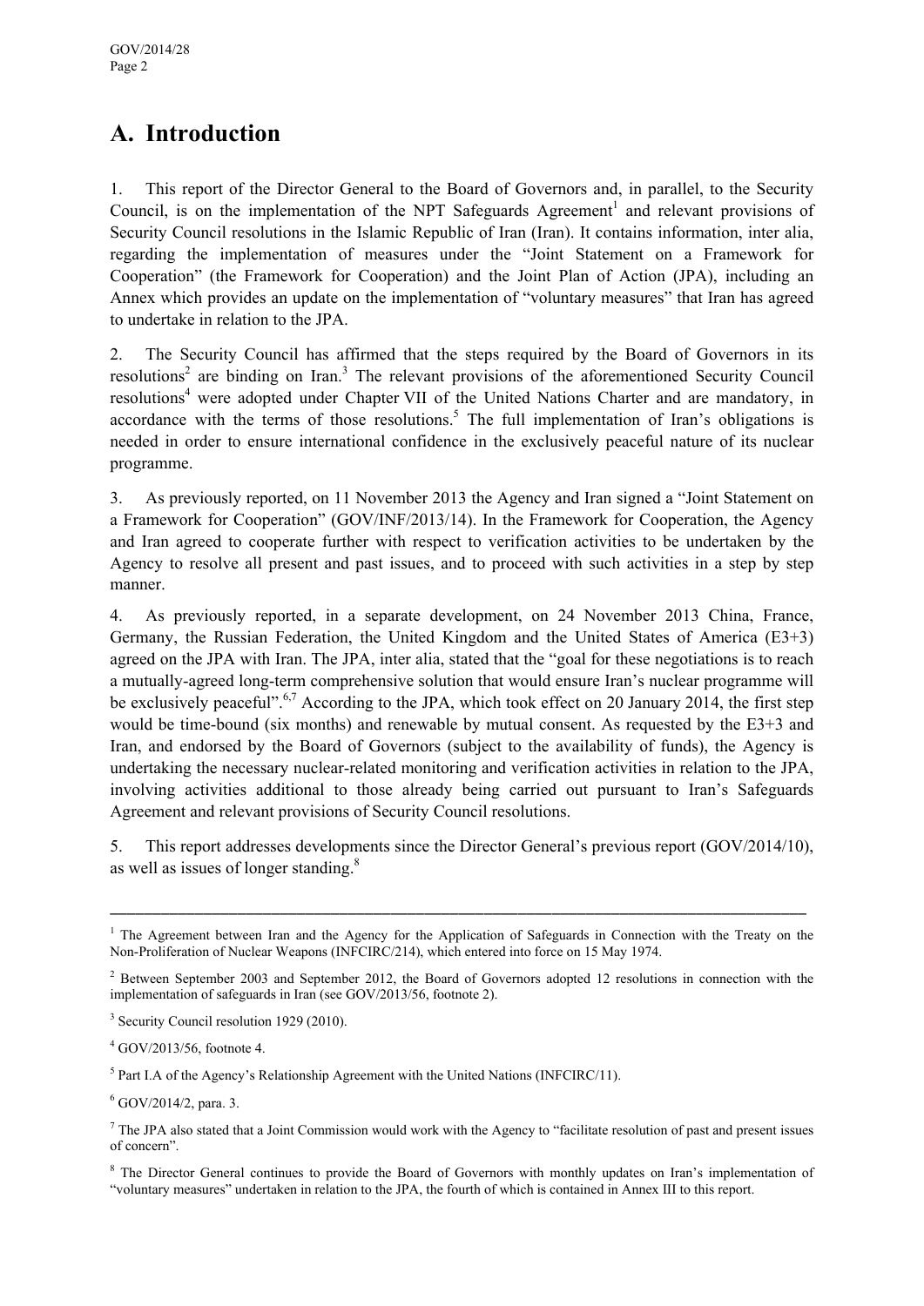## A. Introduction

1. This report of the Director General to the Board of Governors and, in parallel, to the Security Council, is on the implementation of the NPT Safeguards Agreement[1] and relevant provisions of Security Council resolutions in the Islamic Republic of Iran (Iran). It contains information, inter alia, regarding the implementation of measures under the "Joint Statement on a Framework for Cooperation" (the Framework for Cooperation) and the Joint Plan of Action (JPA), including an Annex which provides an update on the implementation of "voluntary measures" that Iran has agreed to undertake in relation to the JPA.

2. The Security Council has affirmed that the steps required by the Board of Governors in its resolutions[2] are binding on Iran.[3] The relevant provisions of the aforementioned Security Council resolutions[4] were adopted under Chapter VII of the United Nations Charter and are mandatory, in accordance with the terms of those resolutions.[5] The full implementation of Iran's obligations is needed in order to ensure international confidence in the exclusively peaceful nature of its nuclear programme.

3. As previously reported, on 11 November 2013 the Agency and Iran signed a "Joint Statement on a Framework for Cooperation" (GOV/INF/2013/14). In the Framework for Cooperation, the Agency and Iran agreed to cooperate further with respect to verification activities to be undertaken by the Agency to resolve all present and past issues, and to proceed with such activities in a step by step manner.

4. As previously reported, in a separate development, on 24 November 2013 China, France, Germany, the Russian Federation, the United Kingdom and the United States of America (E3+3) agreed on the JPA with Iran. The JPA, inter alia, stated that the "goal for these negotiations is to reach a mutually-agreed long-term comprehensive solution that would ensure Iran's nuclear programme will be exclusively peaceful".[6,7] According to the JPA, which took effect on 20 January 2014, the first step would be time-bound (six months) and renewable by mutual consent. As requested by the E3+3 and Iran, and endorsed by the Board of Governors (subject to the availability of funds), the Agency is undertaking the necessary nuclear-related monitoring and verification activities in relation to the JPA, involving activities additional to those already being carried out pursuant to Iran's Safeguards Agreement and relevant provisions of Security Council resolutions.

5. This report addresses developments since the Director General's previous report (GOV/2014/10), as well as issues of longer standing.[8]

---

[1] The Agreement between Iran and the Agency for the Application of Safeguards in Connection with the Treaty on the Non-Proliferation of Nuclear Weapons (INFCIRC/214), which entered into force on 15 May 1974.

[2] Between September 2003 and September 2012, the Board of Governors adopted 12 resolutions in connection with the implementation of safeguards in Iran (see GOV/2013/56, footnote 2).

[3] Security Council resolution 1929 (2010).

[4] GOV/2013/56, footnote 4.

[5] Part I.A of the Agency's Relationship Agreement with the United Nations (INFCIRC/11).

[6] GOV/2014/2, para. 3.

[7] The JPA also stated that a Joint Commission would work with the Agency to "facilitate resolution of past and present issues of concern".

[8] The Director General continues to provide the Board of Governors with monthly updates on Iran's implementation of "voluntary measures" undertaken in relation to the JPA, the fourth of which is contained in Annex III to this report.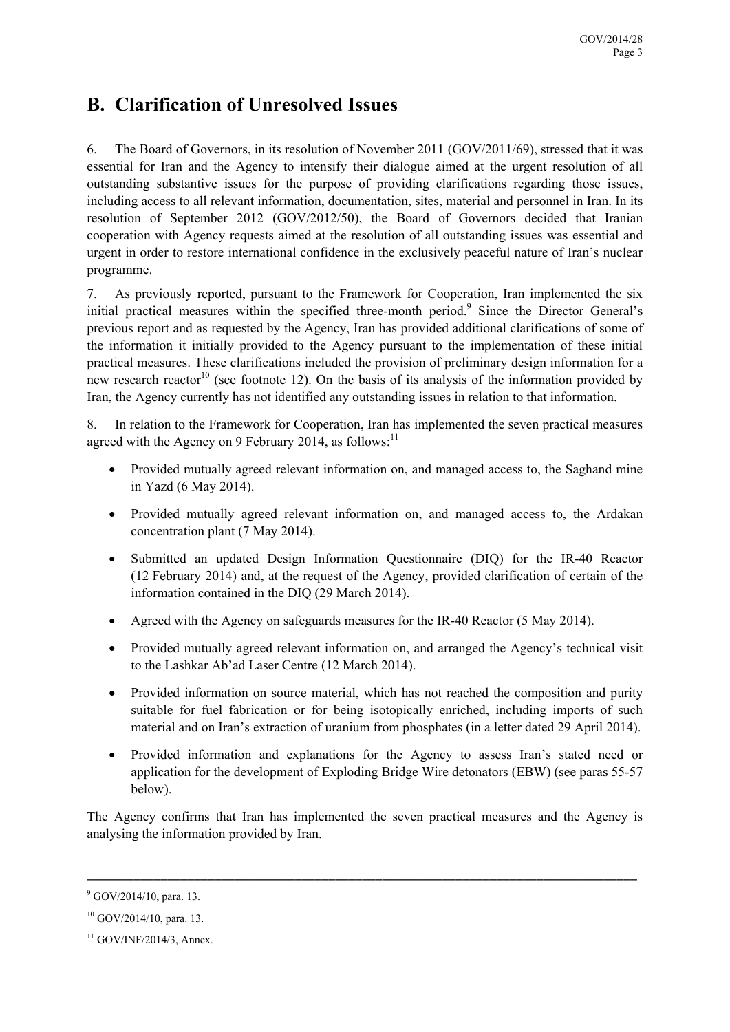## B. Clarification of Unresolved Issues

6. The Board of Governors, in its resolution of November 2011 (GOV/2011/69), stressed that it was essential for Iran and the Agency to intensify their dialogue aimed at the urgent resolution of all outstanding substantive issues for the purpose of providing clarifications regarding those issues, including access to all relevant information, documentation, sites, material and personnel in Iran. In its resolution of September 2012 (GOV/2012/50), the Board of Governors decided that Iranian cooperation with Agency requests aimed at the resolution of all outstanding issues was essential and urgent in order to restore international confidence in the exclusively peaceful nature of Iran's nuclear programme.

7. As previously reported, pursuant to the Framework for Cooperation, Iran implemented the six initial practical measures within the specified three-month period.[9] Since the Director General's previous report and as requested by the Agency, Iran has provided additional clarifications of some of the information it initially provided to the Agency pursuant to the implementation of these initial practical measures. These clarifications included the provision of preliminary design information for a new research reactor[10] (see footnote 12). On the basis of its analysis of the information provided by Iran, the Agency currently has not identified any outstanding issues in relation to that information.

8. In relation to the Framework for Cooperation, Iran has implemented the seven practical measures agreed with the Agency on 9 February 2014, as follows:[11]

- Provided mutually agreed relevant information on, and managed access to, the Saghand mine in Yazd (6 May 2014).
- Provided mutually agreed relevant information on, and managed access to, the Ardakan concentration plant (7 May 2014).
- Submitted an updated Design Information Questionnaire (DIQ) for the IR-40 Reactor (12 February 2014) and, at the request of the Agency, provided clarification of certain of the information contained in the DIQ (29 March 2014).
- Agreed with the Agency on safeguards measures for the IR-40 Reactor (5 May 2014).
- Provided mutually agreed relevant information on, and arranged the Agency's technical visit to the Lashkar Ab'ad Laser Centre (12 March 2014).
- Provided information on source material, which has not reached the composition and purity suitable for fuel fabrication or for being isotopically enriched, including imports of such material and on Iran's extraction of uranium from phosphates (in a letter dated 29 April 2014).
- Provided information and explanations for the Agency to assess Iran's stated need or application for the development of Exploding Bridge Wire detonators (EBW) (see paras 55-57 below).

The Agency confirms that Iran has implemented the seven practical measures and the Agency is analysing the information provided by Iran.

---

[9] GOV/2014/10, para. 13.

[10] GOV/2014/10, para. 13.

[11] GOV/INF/2014/3, Annex.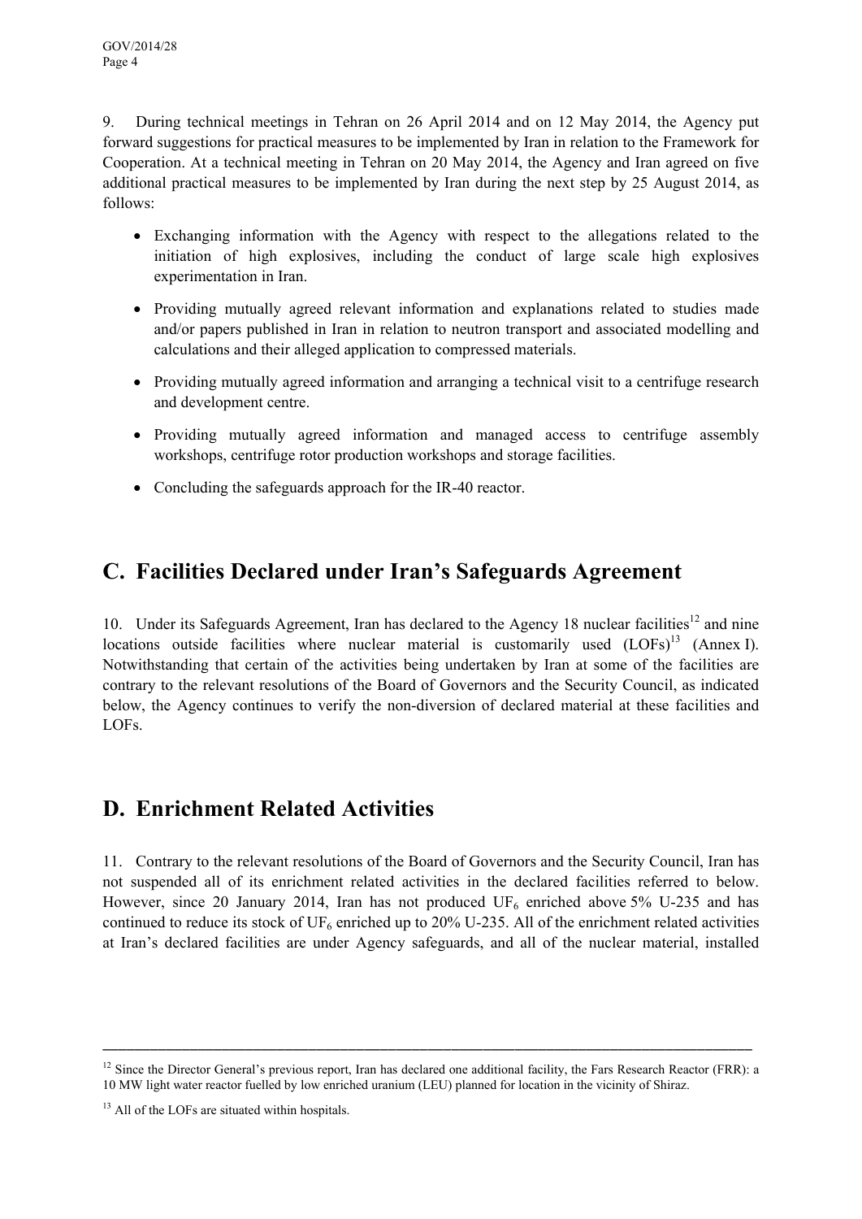9. During technical meetings in Tehran on 26 April 2014 and on 12 May 2014, the Agency put forward suggestions for practical measures to be implemented by Iran in relation to the Framework for Cooperation. At a technical meeting in Tehran on 20 May 2014, the Agency and Iran agreed on five additional practical measures to be implemented by Iran during the next step by 25 August 2014, as follows:

- Exchanging information with the Agency with respect to the allegations related to the initiation of high explosives, including the conduct of large scale high explosives experimentation in Iran.
- Providing mutually agreed relevant information and explanations related to studies made and/or papers published in Iran in relation to neutron transport and associated modelling and calculations and their alleged application to compressed materials.
- Providing mutually agreed information and arranging a technical visit to a centrifuge research and development centre.
- Providing mutually agreed information and managed access to centrifuge assembly workshops, centrifuge rotor production workshops and storage facilities.
- Concluding the safeguards approach for the IR-40 reactor.

## C. Facilities Declared under Iran's Safeguards Agreement

10. Under its Safeguards Agreement, Iran has declared to the Agency 18 nuclear facilities[12] and nine locations outside facilities where nuclear material is customarily used (LOFs)[13] (Annex I). Notwithstanding that certain of the activities being undertaken by Iran at some of the facilities are contrary to the relevant resolutions of the Board of Governors and the Security Council, as indicated below, the Agency continues to verify the non-diversion of declared material at these facilities and LOFs.

## D. Enrichment Related Activities

11. Contrary to the relevant resolutions of the Board of Governors and the Security Council, Iran has not suspended all of its enrichment related activities in the declared facilities referred to below. However, since 20 January 2014, Iran has not produced $UF_6$ enriched above 5% U-235 and has continued to reduce its stock of $UF_6$ enriched up to 20% U-235. All of the enrichment related activities at Iran's declared facilities are under Agency safeguards, and all of the nuclear material, installed

---

[12] Since the Director General's previous report, Iran has declared one additional facility, the Fars Research Reactor (FRR): a 10 MW light water reactor fuelled by low enriched uranium (LEU) planned for location in the vicinity of Shiraz.

[13] All of the LOFs are situated within hospitals.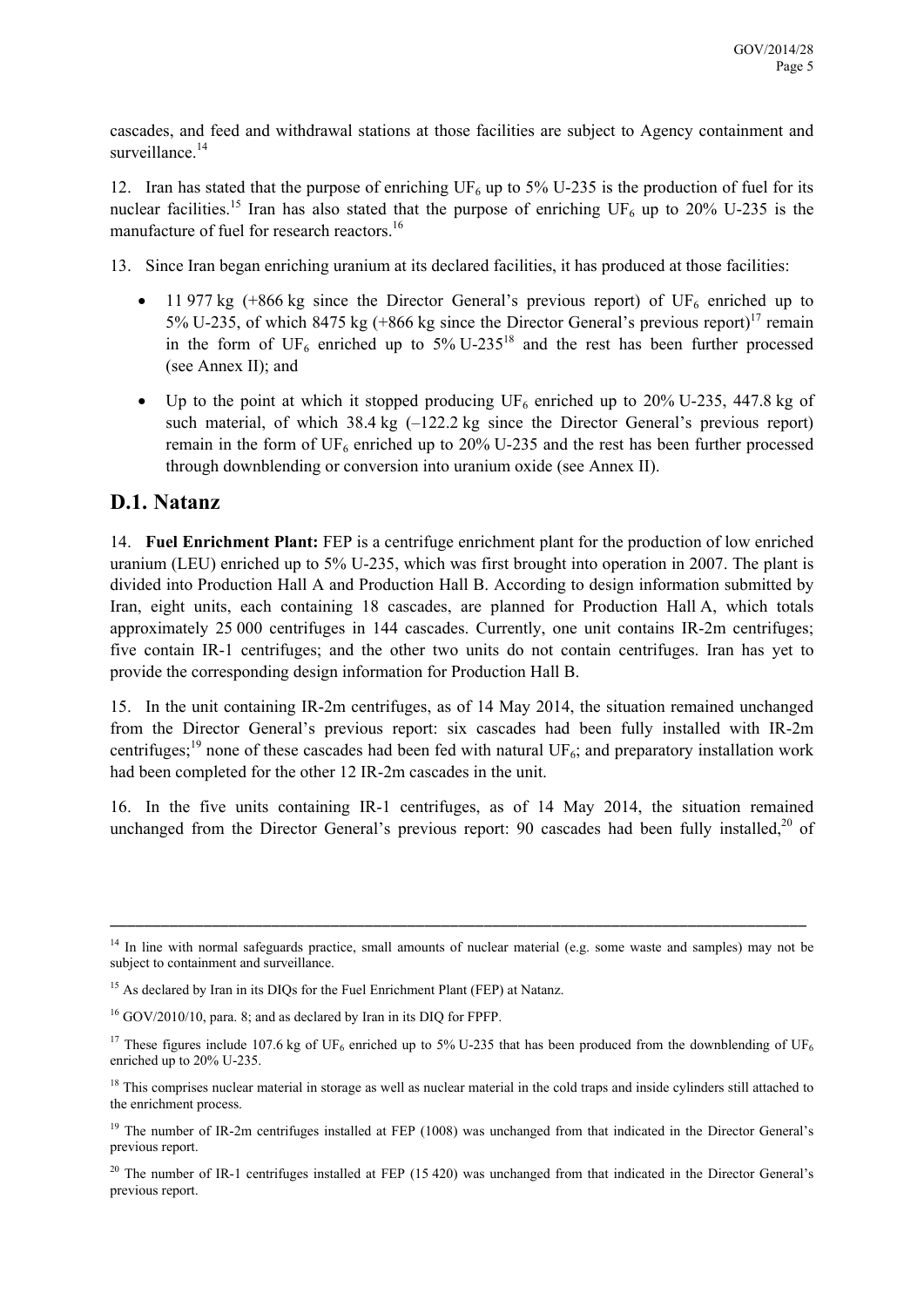cascades, and feed and withdrawal stations at those facilities are subject to Agency containment and surveillance.[14]

12. Iran has stated that the purpose of enriching $UF_6$ up to 5% U-235 is the production of fuel for its nuclear facilities.[15] Iran has also stated that the purpose of enriching $UF_6$ up to 20% U-235 is the manufacture of fuel for research reactors.[16]

13. Since Iran began enriching uranium at its declared facilities, it has produced at those facilities:

- 11 977 kg (+866 kg since the Director General's previous report) of $UF_6$ enriched up to 5% U-235, of which 8475 kg (+866 kg since the Director General's previous report)[17] remain in the form of $UF_6$ enriched up to 5% U-235[18] and the rest has been further processed (see Annex II); and
- Up to the point at which it stopped producing $UF_6$ enriched up to 20% U-235, 447.8 kg of such material, of which 38.4 kg (–122.2 kg since the Director General's previous report) remain in the form of $UF_6$ enriched up to 20% U-235 and the rest has been further processed through downblending or conversion into uranium oxide (see Annex II).

## D.1. Natanz

14. **Fuel Enrichment Plant:** FEP is a centrifuge enrichment plant for the production of low enriched uranium (LEU) enriched up to 5% U-235, which was first brought into operation in 2007. The plant is divided into Production Hall A and Production Hall B. According to design information submitted by Iran, eight units, each containing 18 cascades, are planned for Production Hall A, which totals approximately 25 000 centrifuges in 144 cascades. Currently, one unit contains IR-2m centrifuges; five contain IR-1 centrifuges; and the other two units do not contain centrifuges. Iran has yet to provide the corresponding design information for Production Hall B.

15. In the unit containing IR-2m centrifuges, as of 14 May 2014, the situation remained unchanged from the Director General's previous report: six cascades had been fully installed with IR-2m centrifuges;[19] none of these cascades had been fed with natural $UF_6$; and preparatory installation work had been completed for the other 12 IR-2m cascades in the unit.

16. In the five units containing IR-1 centrifuges, as of 14 May 2014, the situation remained unchanged from the Director General's previous report: 90 cascades had been fully installed,[20] of

---

[14] In line with normal safeguards practice, small amounts of nuclear material (e.g. some waste and samples) may not be subject to containment and surveillance.

[15] As declared by Iran in its DIQs for the Fuel Enrichment Plant (FEP) at Natanz.

[16] GOV/2010/10, para. 8; and as declared by Iran in its DIQ for FPFP.

[17] These figures include 107.6 kg of $UF_6$ enriched up to 5% U-235 that has been produced from the downblending of $UF_6$ enriched up to 20% U-235.

[18] This comprises nuclear material in storage as well as nuclear material in the cold traps and inside cylinders still attached to the enrichment process.

[19] The number of IR-2m centrifuges installed at FEP (1008) was unchanged from that indicated in the Director General's previous report.

[20] The number of IR-1 centrifuges installed at FEP (15 420) was unchanged from that indicated in the Director General's previous report.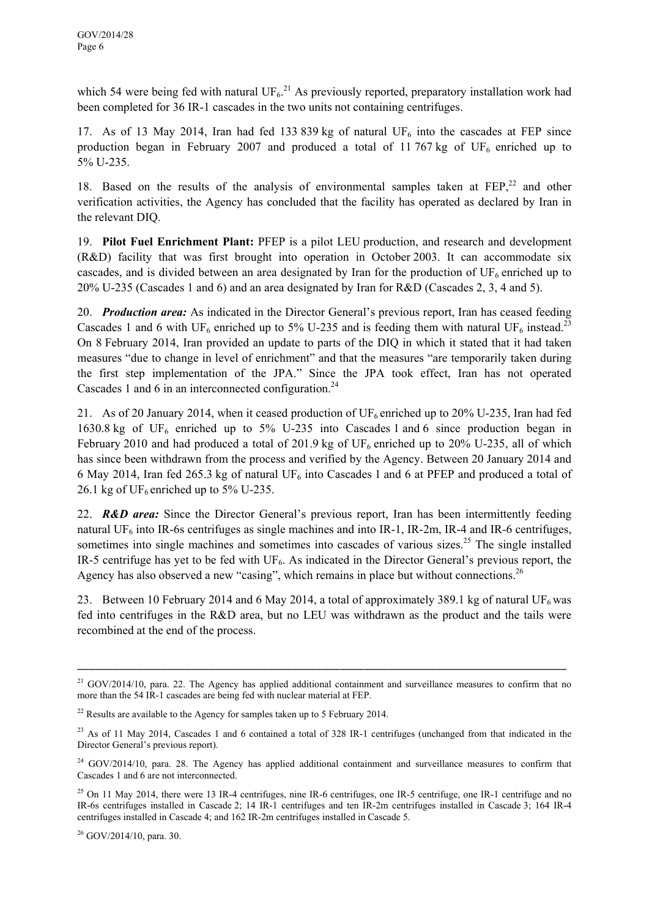which 54 were being fed with natural $UF_6$.[21] As previously reported, preparatory installation work had been completed for 36 IR-1 cascades in the two units not containing centrifuges.

17. As of 13 May 2014, Iran had fed 133 839 kg of natural $UF_6$ into the cascades at FEP since production began in February 2007 and produced a total of 11 767 kg of $UF_6$ enriched up to 5% U-235.

18. Based on the results of the analysis of environmental samples taken at FEP,[22] and other verification activities, the Agency has concluded that the facility has operated as declared by Iran in the relevant DIQ.

19. **Pilot Fuel Enrichment Plant:** PFEP is a pilot LEU production, and research and development (R&D) facility that was first brought into operation in October 2003. It can accommodate six cascades, and is divided between an area designated by Iran for the production of $UF_6$ enriched up to 20% U-235 (Cascades 1 and 6) and an area designated by Iran for R&D (Cascades 2, 3, 4 and 5).

20. ***Production area:*** As indicated in the Director General's previous report, Iran has ceased feeding Cascades 1 and 6 with $UF_6$ enriched up to 5% U-235 and is feeding them with natural $UF_6$ instead.[23] On 8 February 2014, Iran provided an update to parts of the DIQ in which it stated that it had taken measures "due to change in level of enrichment" and that the measures "are temporarily taken during the first step implementation of the JPA." Since the JPA took effect, Iran has not operated Cascades 1 and 6 in an interconnected configuration.[24]

21. As of 20 January 2014, when it ceased production of $UF_6$ enriched up to 20% U-235, Iran had fed 1630.8 kg of $UF_6$ enriched up to 5% U-235 into Cascades 1 and 6 since production began in February 2010 and had produced a total of 201.9 kg of $UF_6$ enriched up to 20% U-235, all of which has since been withdrawn from the process and verified by the Agency. Between 20 January 2014 and 6 May 2014, Iran fed 265.3 kg of natural $UF_6$ into Cascades 1 and 6 at PFEP and produced a total of 26.1 kg of $UF_6$ enriched up to 5% U-235.

22. ***R&D area:*** Since the Director General's previous report, Iran has been intermittently feeding natural $UF_6$ into IR-6s centrifuges as single machines and into IR-1, IR-2m, IR-4 and IR-6 centrifuges, sometimes into single machines and sometimes into cascades of various sizes.[25] The single installed IR-5 centrifuge has yet to be fed with $UF_6$. As indicated in the Director General's previous report, the Agency has also observed a new "casing", which remains in place but without connections.[26]

23. Between 10 February 2014 and 6 May 2014, a total of approximately 389.1 kg of natural $UF_6$ was fed into centrifuges in the R&D area, but no LEU was withdrawn as the product and the tails were recombined at the end of the process.

---

[21] GOV/2014/10, para. 22. The Agency has applied additional containment and surveillance measures to confirm that no more than the 54 IR-1 cascades are being fed with nuclear material at FEP.

[22] Results are available to the Agency for samples taken up to 5 February 2014.

[23] As of 11 May 2014, Cascades 1 and 6 contained a total of 328 IR-1 centrifuges (unchanged from that indicated in the Director General's previous report).

[24] GOV/2014/10, para. 28. The Agency has applied additional containment and surveillance measures to confirm that Cascades 1 and 6 are not interconnected.

[25] On 11 May 2014, there were 13 IR-4 centrifuges, nine IR-6 centrifuges, one IR-5 centrifuge, one IR-1 centrifuge and no IR-6s centrifuges installed in Cascade 2; 14 IR-1 centrifuges and ten IR-2m centrifuges installed in Cascade 3; 164 IR-4 centrifuges installed in Cascade 4; and 162 IR-2m centrifuges installed in Cascade 5.

[26] GOV/2014/10, para. 30.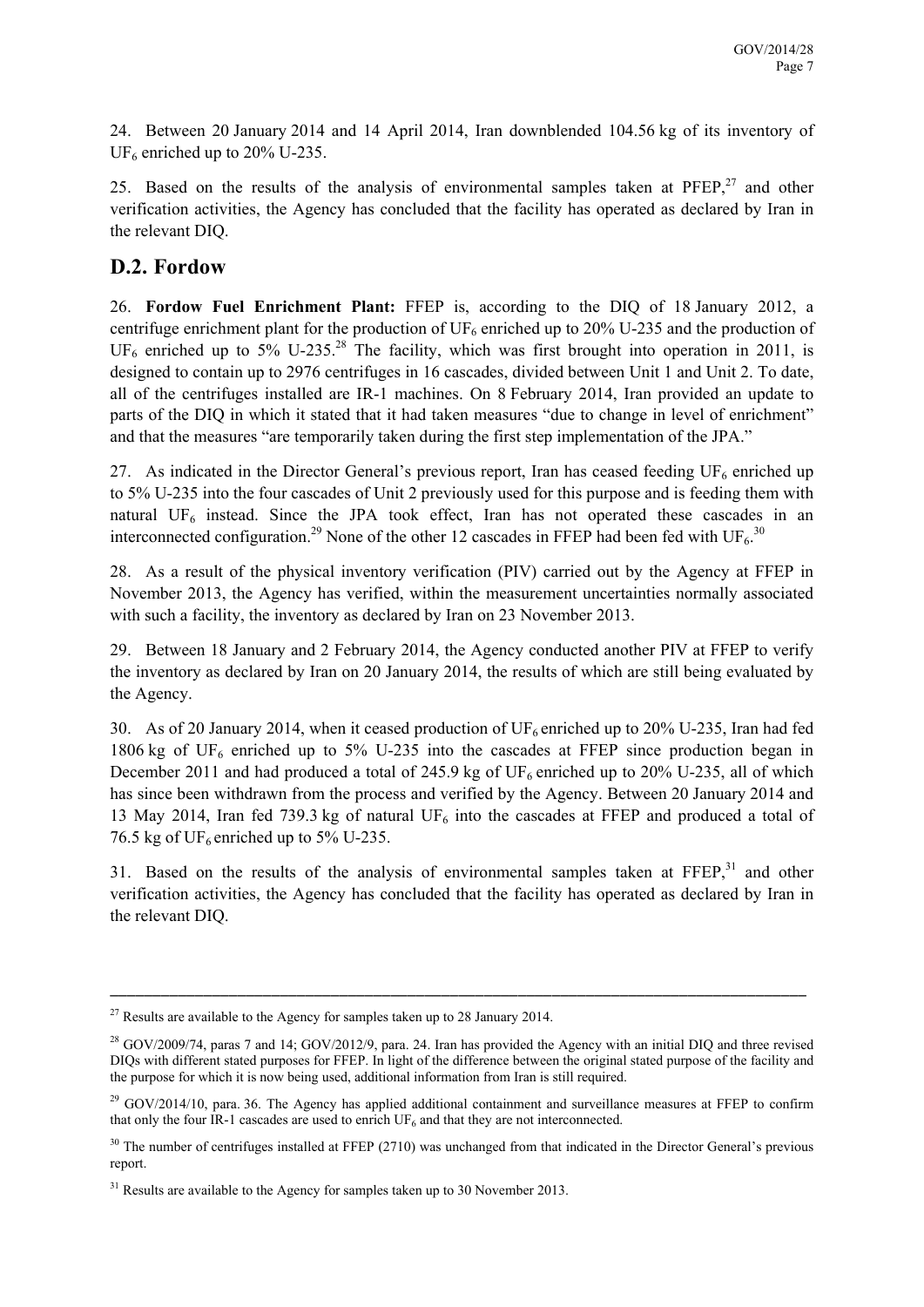24. Between 20 January 2014 and 14 April 2014, Iran downblended 104.56 kg of its inventory of $UF_6$ enriched up to 20% U-235.

25. Based on the results of the analysis of environmental samples taken at PFEP,[27] and other verification activities, the Agency has concluded that the facility has operated as declared by Iran in the relevant DIQ.

## D.2. Fordow

26. **Fordow Fuel Enrichment Plant:** FFEP is, according to the DIQ of 18 January 2012, a centrifuge enrichment plant for the production of $UF_6$ enriched up to 20% U-235 and the production of $UF_6$ enriched up to 5% U-235.[28] The facility, which was first brought into operation in 2011, is designed to contain up to 2976 centrifuges in 16 cascades, divided between Unit 1 and Unit 2. To date, all of the centrifuges installed are IR-1 machines. On 8 February 2014, Iran provided an update to parts of the DIQ in which it stated that it had taken measures "due to change in level of enrichment" and that the measures "are temporarily taken during the first step implementation of the JPA."

27. As indicated in the Director General's previous report, Iran has ceased feeding $UF_6$ enriched up to 5% U-235 into the four cascades of Unit 2 previously used for this purpose and is feeding them with natural $UF_6$ instead. Since the JPA took effect, Iran has not operated these cascades in an interconnected configuration.[29] None of the other 12 cascades in FFEP had been fed with $UF_6$.[30]

28. As a result of the physical inventory verification (PIV) carried out by the Agency at FFEP in November 2013, the Agency has verified, within the measurement uncertainties normally associated with such a facility, the inventory as declared by Iran on 23 November 2013.

29. Between 18 January and 2 February 2014, the Agency conducted another PIV at FFEP to verify the inventory as declared by Iran on 20 January 2014, the results of which are still being evaluated by the Agency.

30. As of 20 January 2014, when it ceased production of $UF_6$ enriched up to 20% U-235, Iran had fed 1806 kg of $UF_6$ enriched up to 5% U-235 into the cascades at FFEP since production began in December 2011 and had produced a total of 245.9 kg of $UF_6$ enriched up to 20% U-235, all of which has since been withdrawn from the process and verified by the Agency. Between 20 January 2014 and 13 May 2014, Iran fed 739.3 kg of natural $UF_6$ into the cascades at FFEP and produced a total of 76.5 kg of $UF_6$ enriched up to 5% U-235.

31. Based on the results of the analysis of environmental samples taken at FFEP,[31] and other verification activities, the Agency has concluded that the facility has operated as declared by Iran in the relevant DIQ.

---

[27] Results are available to the Agency for samples taken up to 28 January 2014.

[28] GOV/2009/74, paras 7 and 14; GOV/2012/9, para. 24. Iran has provided the Agency with an initial DIQ and three revised DIQs with different stated purposes for FFEP. In light of the difference between the original stated purpose of the facility and the purpose for which it is now being used, additional information from Iran is still required.

[29] GOV/2014/10, para. 36. The Agency has applied additional containment and surveillance measures at FFEP to confirm that only the four IR-1 cascades are used to enrich $UF_6$ and that they are not interconnected.

[30] The number of centrifuges installed at FFEP (2710) was unchanged from that indicated in the Director General's previous report.

[31] Results are available to the Agency for samples taken up to 30 November 2013.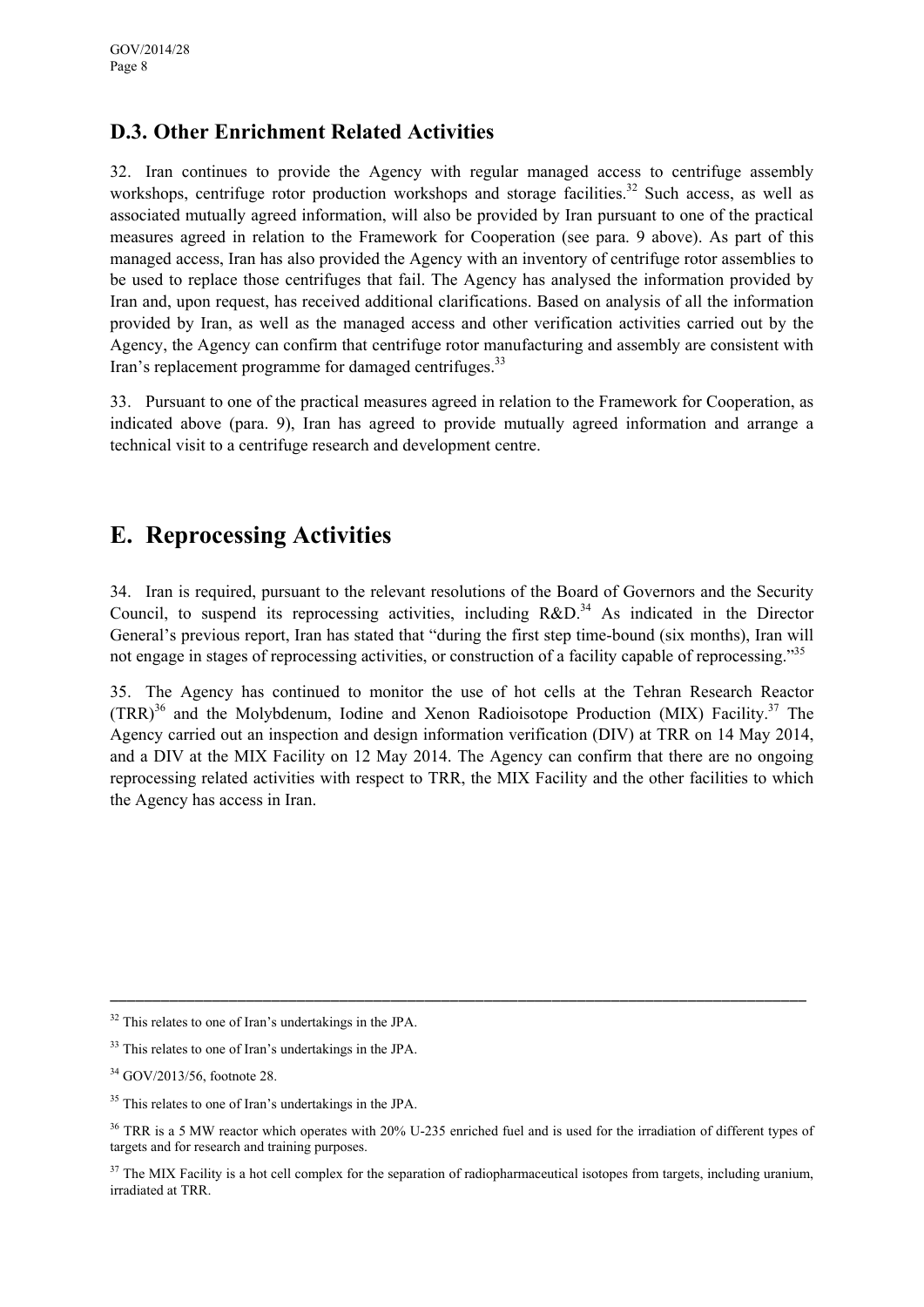### D.3. Other Enrichment Related Activities

32. Iran continues to provide the Agency with regular managed access to centrifuge assembly workshops, centrifuge rotor production workshops and storage facilities.[32] Such access, as well as associated mutually agreed information, will also be provided by Iran pursuant to one of the practical measures agreed in relation to the Framework for Cooperation (see para. 9 above). As part of this managed access, Iran has also provided the Agency with an inventory of centrifuge rotor assemblies to be used to replace those centrifuges that fail. The Agency has analysed the information provided by Iran and, upon request, has received additional clarifications. Based on analysis of all the information provided by Iran, as well as the managed access and other verification activities carried out by the Agency, the Agency can confirm that centrifuge rotor manufacturing and assembly are consistent with Iran's replacement programme for damaged centrifuges.[33]

33. Pursuant to one of the practical measures agreed in relation to the Framework for Cooperation, as indicated above (para. 9), Iran has agreed to provide mutually agreed information and arrange a technical visit to a centrifuge research and development centre.

## E. Reprocessing Activities

34. Iran is required, pursuant to the relevant resolutions of the Board of Governors and the Security Council, to suspend its reprocessing activities, including R&D.[34] As indicated in the Director General's previous report, Iran has stated that "during the first step time-bound (six months), Iran will not engage in stages of reprocessing activities, or construction of a facility capable of reprocessing."[35]

35. The Agency has continued to monitor the use of hot cells at the Tehran Research Reactor (TRR)[36] and the Molybdenum, Iodine and Xenon Radioisotope Production (MIX) Facility.[37] The Agency carried out an inspection and design information verification (DIV) at TRR on 14 May 2014, and a DIV at the MIX Facility on 12 May 2014. The Agency can confirm that there are no ongoing reprocessing related activities with respect to TRR, the MIX Facility and the other facilities to which the Agency has access in Iran.

---

[32] This relates to one of Iran's undertakings in the JPA.

[33] This relates to one of Iran's undertakings in the JPA.

[34] GOV/2013/56, footnote 28.

[35] This relates to one of Iran's undertakings in the JPA.

[36] TRR is a 5 MW reactor which operates with 20% U-235 enriched fuel and is used for the irradiation of different types of targets and for research and training purposes.

[37] The MIX Facility is a hot cell complex for the separation of radiopharmaceutical isotopes from targets, including uranium, irradiated at TRR.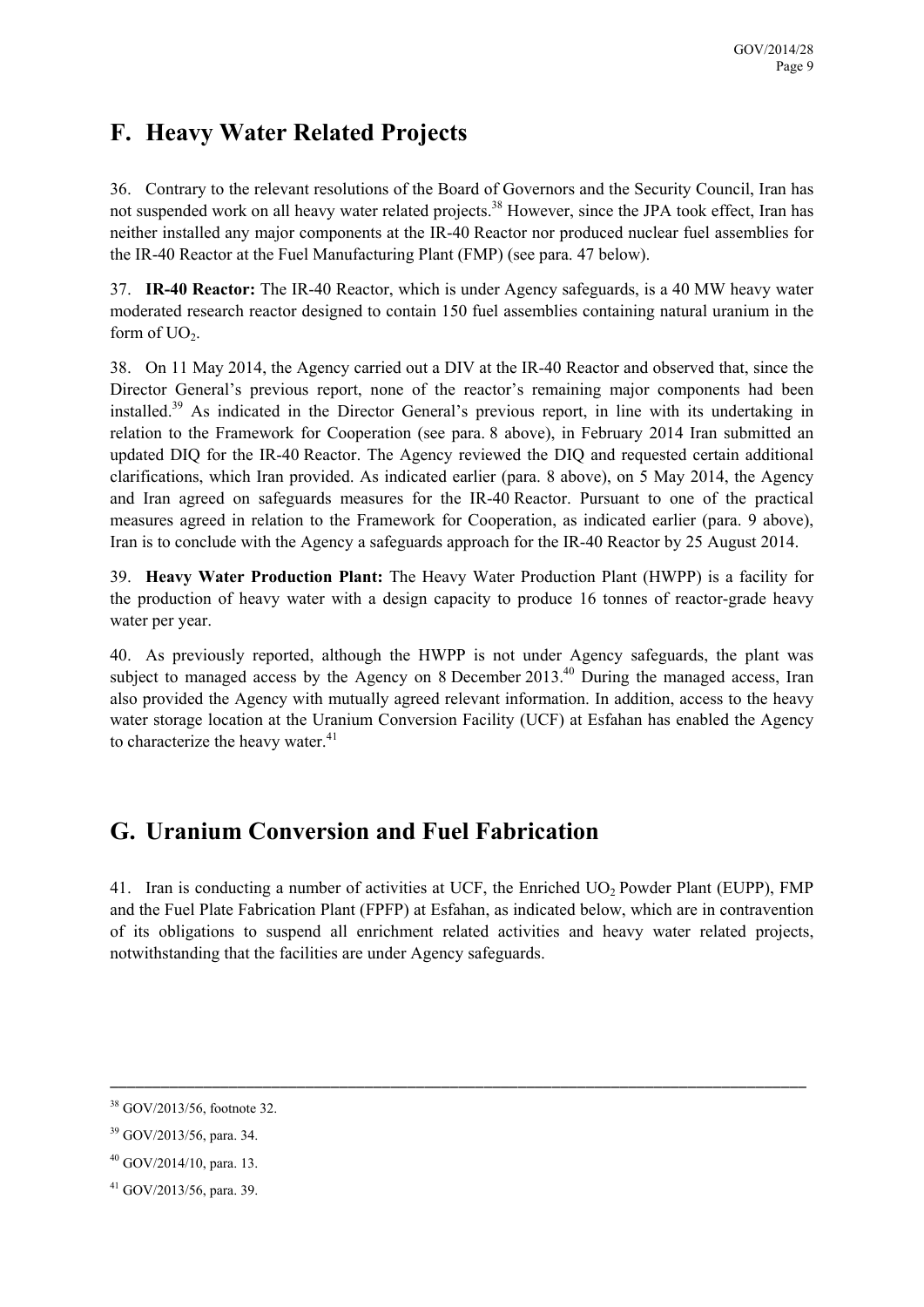## F. Heavy Water Related Projects

36. Contrary to the relevant resolutions of the Board of Governors and the Security Council, Iran has not suspended work on all heavy water related projects.[38] However, since the JPA took effect, Iran has neither installed any major components at the IR-40 Reactor nor produced nuclear fuel assemblies for the IR-40 Reactor at the Fuel Manufacturing Plant (FMP) (see para. 47 below).

37. **IR-40 Reactor:** The IR-40 Reactor, which is under Agency safeguards, is a 40 MW heavy water moderated research reactor designed to contain 150 fuel assemblies containing natural uranium in the form of $UO_2$.

38. On 11 May 2014, the Agency carried out a DIV at the IR-40 Reactor and observed that, since the Director General's previous report, none of the reactor's remaining major components had been installed.[39] As indicated in the Director General's previous report, in line with its undertaking in relation to the Framework for Cooperation (see para. 8 above), in February 2014 Iran submitted an updated DIQ for the IR-40 Reactor. The Agency reviewed the DIQ and requested certain additional clarifications, which Iran provided. As indicated earlier (para. 8 above), on 5 May 2014, the Agency and Iran agreed on safeguards measures for the IR-40 Reactor. Pursuant to one of the practical measures agreed in relation to the Framework for Cooperation, as indicated earlier (para. 9 above), Iran is to conclude with the Agency a safeguards approach for the IR-40 Reactor by 25 August 2014.

39. **Heavy Water Production Plant:** The Heavy Water Production Plant (HWPP) is a facility for the production of heavy water with a design capacity to produce 16 tonnes of reactor-grade heavy water per year.

40. As previously reported, although the HWPP is not under Agency safeguards, the plant was subject to managed access by the Agency on 8 December 2013.[40] During the managed access, Iran also provided the Agency with mutually agreed relevant information. In addition, access to the heavy water storage location at the Uranium Conversion Facility (UCF) at Esfahan has enabled the Agency to characterize the heavy water.[41]

## G. Uranium Conversion and Fuel Fabrication

41. Iran is conducting a number of activities at UCF, the Enriched $UO_2$ Powder Plant (EUPP), FMP and the Fuel Plate Fabrication Plant (FPFP) at Esfahan, as indicated below, which are in contravention of its obligations to suspend all enrichment related activities and heavy water related projects, notwithstanding that the facilities are under Agency safeguards.

---

[38] GOV/2013/56, footnote 32.

[39] GOV/2013/56, para. 34.

[40] GOV/2014/10, para. 13.

[41] GOV/2013/56, para. 39.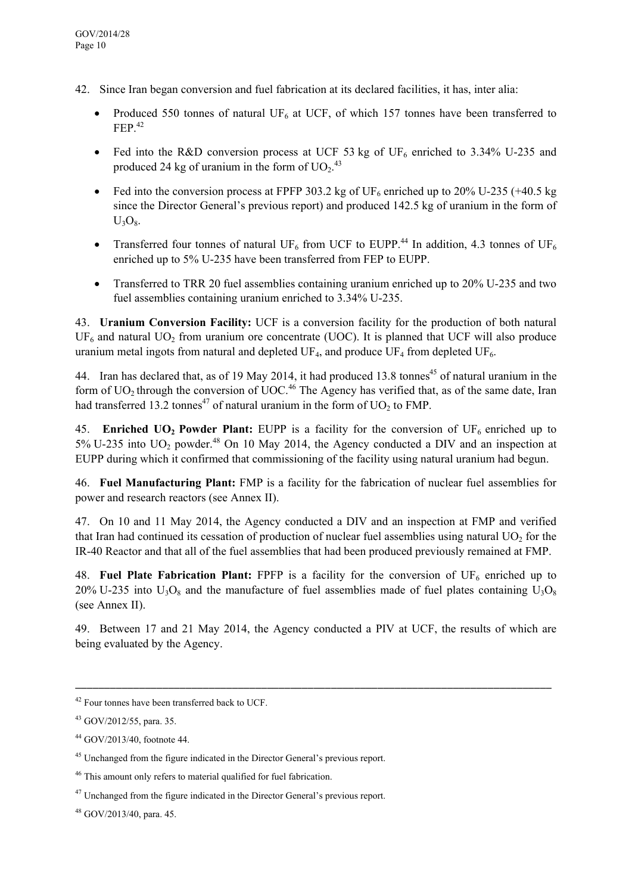42. Since Iran began conversion and fuel fabrication at its declared facilities, it has, inter alia:

- Produced 550 tonnes of natural $UF_6$ at UCF, of which 157 tonnes have been transferred to FEP.[42]
- Fed into the R&D conversion process at UCF 53 kg of $UF_6$ enriched to 3.34% U-235 and produced 24 kg of uranium in the form of $UO_2$.[43]
- Fed into the conversion process at FPFP 303.2 kg of $UF_6$ enriched up to 20% U-235 (+40.5 kg since the Director General's previous report) and produced 142.5 kg of uranium in the form of $U_3O_8$.
- Transferred four tonnes of natural $UF_6$ from UCF to EUPP.[44] In addition, 4.3 tonnes of $UF_6$ enriched up to 5% U-235 have been transferred from FEP to EUPP.
- Transferred to TRR 20 fuel assemblies containing uranium enriched up to 20% U-235 and two fuel assemblies containing uranium enriched to 3.34% U-235.

43. **Uranium Conversion Facility:** UCF is a conversion facility for the production of both natural $UF_6$ and natural $UO_2$ from uranium ore concentrate (UOC). It is planned that UCF will also produce uranium metal ingots from natural and depleted $UF_4$, and produce $UF_4$ from depleted $UF_6$.

44. Iran has declared that, as of 19 May 2014, it had produced 13.8 tonnes[45] of natural uranium in the form of $UO_2$ through the conversion of UOC.[46] The Agency has verified that, as of the same date, Iran had transferred 13.2 tonnes[47] of natural uranium in the form of $UO_2$ to FMP.

45. **Enriched $UO_2$ Powder Plant:** EUPP is a facility for the conversion of $UF_6$ enriched up to 5% U-235 into $UO_2$ powder.[48] On 10 May 2014, the Agency conducted a DIV and an inspection at EUPP during which it confirmed that commissioning of the facility using natural uranium had begun.

46. **Fuel Manufacturing Plant:** FMP is a facility for the fabrication of nuclear fuel assemblies for power and research reactors (see Annex II).

47. On 10 and 11 May 2014, the Agency conducted a DIV and an inspection at FMP and verified that Iran had continued its cessation of production of nuclear fuel assemblies using natural $UO_2$ for the IR-40 Reactor and that all of the fuel assemblies that had been produced previously remained at FMP.

48. **Fuel Plate Fabrication Plant:** FPFP is a facility for the conversion of $UF_6$ enriched up to 20% U-235 into $U_3O_8$ and the manufacture of fuel assemblies made of fuel plates containing $U_3O_8$ (see Annex II).

49. Between 17 and 21 May 2014, the Agency conducted a PIV at UCF, the results of which are being evaluated by the Agency.

---

[42] Four tonnes have been transferred back to UCF.

[43] GOV/2012/55, para. 35.

[44] GOV/2013/40, footnote 44.

[45] Unchanged from the figure indicated in the Director General's previous report.

[46] This amount only refers to material qualified for fuel fabrication.

[47] Unchanged from the figure indicated in the Director General's previous report.

[48] GOV/2013/40, para. 45.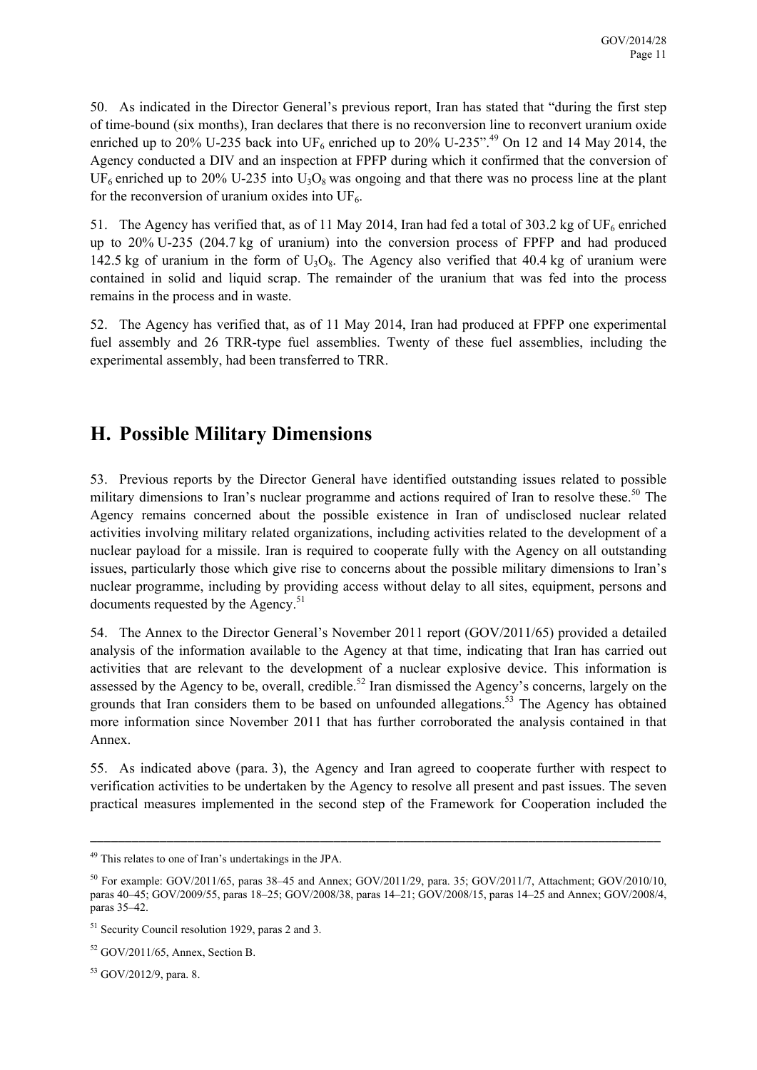50. As indicated in the Director General's previous report, Iran has stated that "during the first step of time-bound (six months), Iran declares that there is no reconversion line to reconvert uranium oxide enriched up to 20% U-235 back into $UF_6$ enriched up to 20% U-235".[49] On 12 and 14 May 2014, the Agency conducted a DIV and an inspection at FPFP during which it confirmed that the conversion of $UF_6$ enriched up to 20% U-235 into $U_3O_8$ was ongoing and that there was no process line at the plant for the reconversion of uranium oxides into $UF_6$.

51. The Agency has verified that, as of 11 May 2014, Iran had fed a total of 303.2 kg of $UF_6$ enriched up to 20% U-235 (204.7 kg of uranium) into the conversion process of FPFP and had produced 142.5 kg of uranium in the form of $U_3O_8$. The Agency also verified that 40.4 kg of uranium were contained in solid and liquid scrap. The remainder of the uranium that was fed into the process remains in the process and in waste.

52. The Agency has verified that, as of 11 May 2014, Iran had produced at FPFP one experimental fuel assembly and 26 TRR-type fuel assemblies. Twenty of these fuel assemblies, including the experimental assembly, had been transferred to TRR.

## H. Possible Military Dimensions

53. Previous reports by the Director General have identified outstanding issues related to possible military dimensions to Iran's nuclear programme and actions required of Iran to resolve these.[50] The Agency remains concerned about the possible existence in Iran of undisclosed nuclear related activities involving military related organizations, including activities related to the development of a nuclear payload for a missile. Iran is required to cooperate fully with the Agency on all outstanding issues, particularly those which give rise to concerns about the possible military dimensions to Iran's nuclear programme, including by providing access without delay to all sites, equipment, persons and documents requested by the Agency.[51]

54. The Annex to the Director General's November 2011 report (GOV/2011/65) provided a detailed analysis of the information available to the Agency at that time, indicating that Iran has carried out activities that are relevant to the development of a nuclear explosive device. This information is assessed by the Agency to be, overall, credible.[52] Iran dismissed the Agency's concerns, largely on the grounds that Iran considers them to be based on unfounded allegations.[53] The Agency has obtained more information since November 2011 that has further corroborated the analysis contained in that Annex.

55. As indicated above (para. 3), the Agency and Iran agreed to cooperate further with respect to verification activities to be undertaken by the Agency to resolve all present and past issues. The seven practical measures implemented in the second step of the Framework for Cooperation included the

---

[49] This relates to one of Iran's undertakings in the JPA.

[50] For example: GOV/2011/65, paras 38–45 and Annex; GOV/2011/29, para. 35; GOV/2011/7, Attachment; GOV/2010/10, paras 40–45; GOV/2009/55, paras 18–25; GOV/2008/38, paras 14–21; GOV/2008/15, paras 14–25 and Annex; GOV/2008/4, paras 35–42.

[51] Security Council resolution 1929, paras 2 and 3.

[52] GOV/2011/65, Annex, Section B.

[53] GOV/2012/9, para. 8.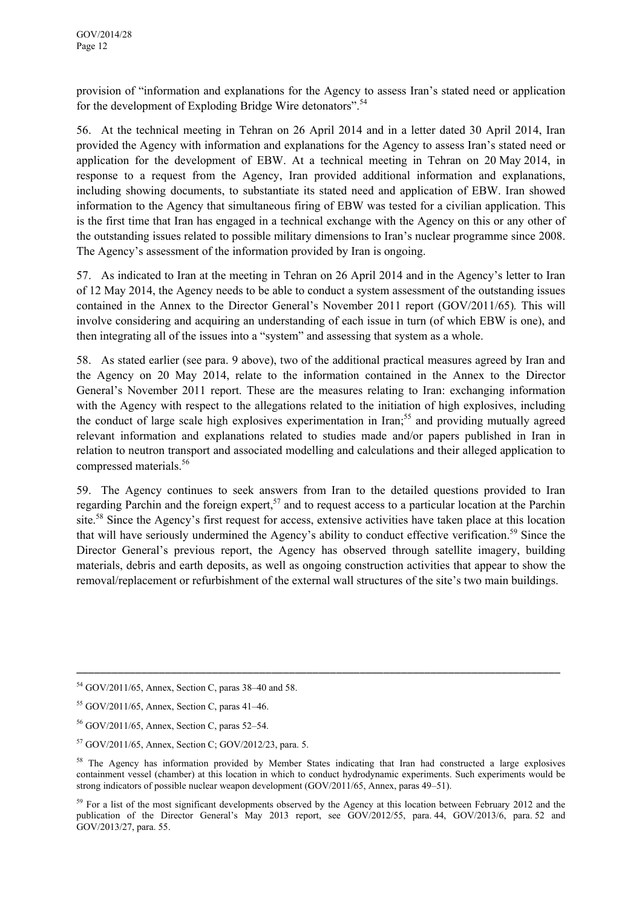provision of "information and explanations for the Agency to assess Iran's stated need or application for the development of Exploding Bridge Wire detonators".[54]

56. At the technical meeting in Tehran on 26 April 2014 and in a letter dated 30 April 2014, Iran provided the Agency with information and explanations for the Agency to assess Iran's stated need or application for the development of EBW. At a technical meeting in Tehran on 20 May 2014, in response to a request from the Agency, Iran provided additional information and explanations, including showing documents, to substantiate its stated need and application of EBW. Iran showed information to the Agency that simultaneous firing of EBW was tested for a civilian application. This is the first time that Iran has engaged in a technical exchange with the Agency on this or any other of the outstanding issues related to possible military dimensions to Iran's nuclear programme since 2008. The Agency's assessment of the information provided by Iran is ongoing.

57. As indicated to Iran at the meeting in Tehran on 26 April 2014 and in the Agency's letter to Iran of 12 May 2014, the Agency needs to be able to conduct a system assessment of the outstanding issues contained in the Annex to the Director General's November 2011 report (GOV/2011/65). This will involve considering and acquiring an understanding of each issue in turn (of which EBW is one), and then integrating all of the issues into a "system" and assessing that system as a whole.

58. As stated earlier (see para. 9 above), two of the additional practical measures agreed by Iran and the Agency on 20 May 2014, relate to the information contained in the Annex to the Director General's November 2011 report. These are the measures relating to Iran: exchanging information with the Agency with respect to the allegations related to the initiation of high explosives, including the conduct of large scale high explosives experimentation in Iran;[55] and providing mutually agreed relevant information and explanations related to studies made and/or papers published in Iran in relation to neutron transport and associated modelling and calculations and their alleged application to compressed materials.[56]

59. The Agency continues to seek answers from Iran to the detailed questions provided to Iran regarding Parchin and the foreign expert,[57] and to request access to a particular location at the Parchin site.[58] Since the Agency's first request for access, extensive activities have taken place at this location that will have seriously undermined the Agency's ability to conduct effective verification.[59] Since the Director General's previous report, the Agency has observed through satellite imagery, building materials, debris and earth deposits, as well as ongoing construction activities that appear to show the removal/replacement or refurbishment of the external wall structures of the site's two main buildings.

---

[54] GOV/2011/65, Annex, Section C, paras 38–40 and 58.

[55] GOV/2011/65, Annex, Section C, paras 41–46.

[56] GOV/2011/65, Annex, Section C, paras 52–54.

[57] GOV/2011/65, Annex, Section C; GOV/2012/23, para. 5.

[58] The Agency has information provided by Member States indicating that Iran had constructed a large explosives containment vessel (chamber) at this location in which to conduct hydrodynamic experiments. Such experiments would be strong indicators of possible nuclear weapon development (GOV/2011/65, Annex, paras 49–51).

[59] For a list of the most significant developments observed by the Agency at this location between February 2012 and the publication of the Director General's May 2013 report, see GOV/2012/55, para. 44, GOV/2013/6, para. 52 and GOV/2013/27, para. 55.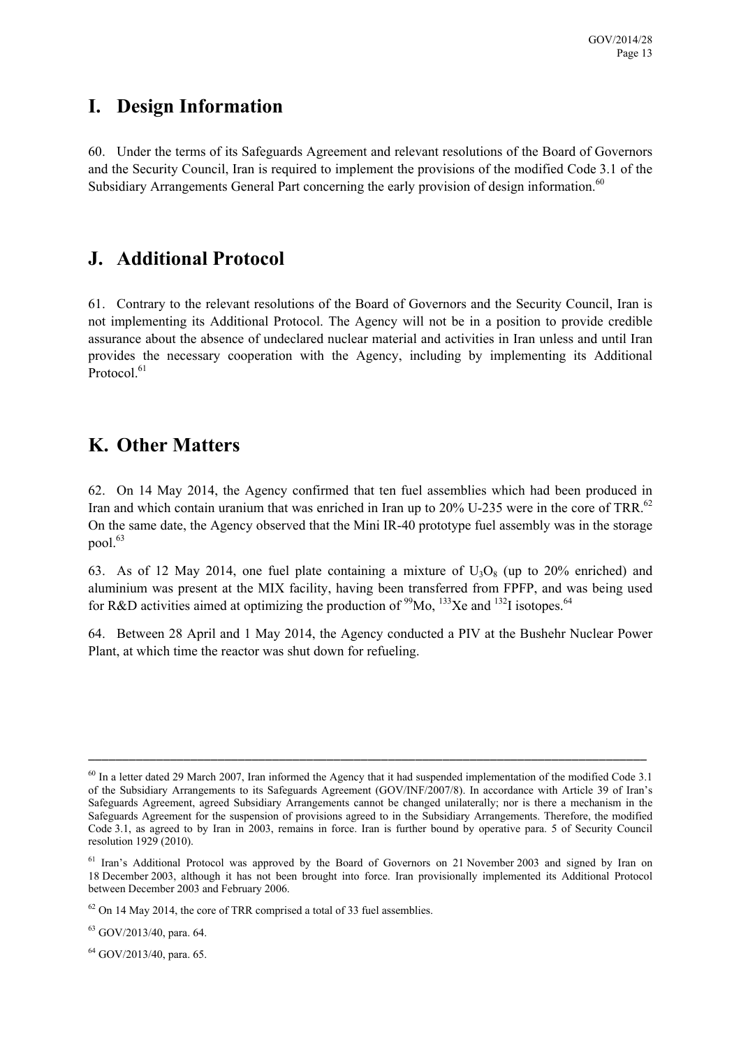## I. Design Information

60. Under the terms of its Safeguards Agreement and relevant resolutions of the Board of Governors and the Security Council, Iran is required to implement the provisions of the modified Code 3.1 of the Subsidiary Arrangements General Part concerning the early provision of design information.[60]

## J. Additional Protocol

61. Contrary to the relevant resolutions of the Board of Governors and the Security Council, Iran is not implementing its Additional Protocol. The Agency will not be in a position to provide credible assurance about the absence of undeclared nuclear material and activities in Iran unless and until Iran provides the necessary cooperation with the Agency, including by implementing its Additional Protocol.[61]

## K. Other Matters

62. On 14 May 2014, the Agency confirmed that ten fuel assemblies which had been produced in Iran and which contain uranium that was enriched in Iran up to 20% U-235 were in the core of TRR.[62] On the same date, the Agency observed that the Mini IR-40 prototype fuel assembly was in the storage pool.[63]

63. As of 12 May 2014, one fuel plate containing a mixture of $U_3O_8$ (up to 20% enriched) and aluminium was present at the MIX facility, having been transferred from FPFP, and was being used for R&D activities aimed at optimizing the production of $^{99}$Mo, $^{133}$Xe and $^{132}$I isotopes.[64]

64. Between 28 April and 1 May 2014, the Agency conducted a PIV at the Bushehr Nuclear Power Plant, at which time the reactor was shut down for refueling.

---

[60] In a letter dated 29 March 2007, Iran informed the Agency that it had suspended implementation of the modified Code 3.1 of the Subsidiary Arrangements to its Safeguards Agreement (GOV/INF/2007/8). In accordance with Article 39 of Iran's Safeguards Agreement, agreed Subsidiary Arrangements cannot be changed unilaterally; nor is there a mechanism in the Safeguards Agreement for the suspension of provisions agreed to in the Subsidiary Arrangements. Therefore, the modified Code 3.1, as agreed to by Iran in 2003, remains in force. Iran is further bound by operative para. 5 of Security Council resolution 1929 (2010).

[61] Iran's Additional Protocol was approved by the Board of Governors on 21 November 2003 and signed by Iran on 18 December 2003, although it has not been brought into force. Iran provisionally implemented its Additional Protocol between December 2003 and February 2006.

[62] On 14 May 2014, the core of TRR comprised a total of 33 fuel assemblies.

[63] GOV/2013/40, para. 64.

[64] GOV/2013/40, para. 65.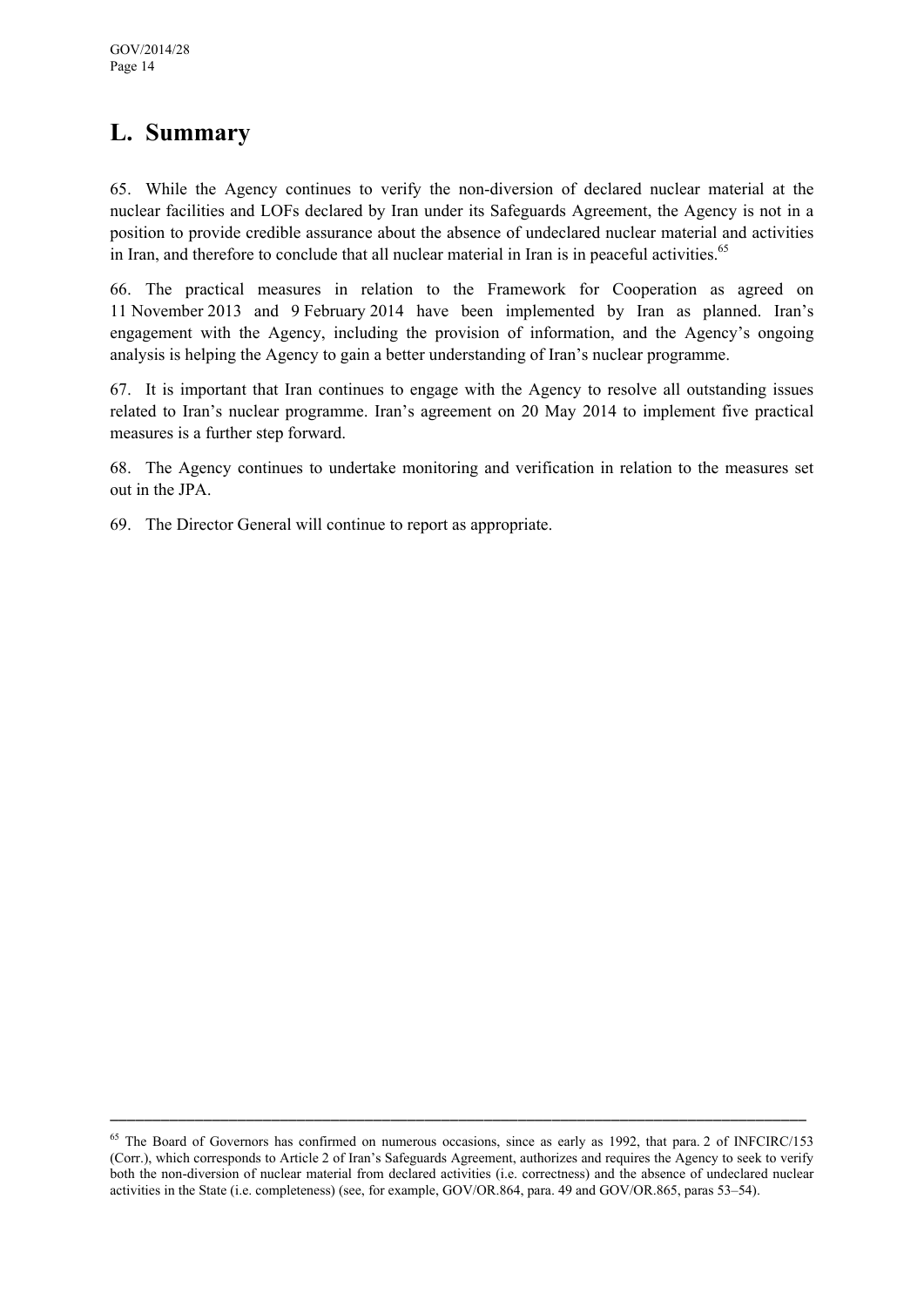## L. Summary

65. While the Agency continues to verify the non-diversion of declared nuclear material at the nuclear facilities and LOFs declared by Iran under its Safeguards Agreement, the Agency is not in a position to provide credible assurance about the absence of undeclared nuclear material and activities in Iran, and therefore to conclude that all nuclear material in Iran is in peaceful activities.[65]

66. The practical measures in relation to the Framework for Cooperation as agreed on 11 November 2013 and 9 February 2014 have been implemented by Iran as planned. Iran's engagement with the Agency, including the provision of information, and the Agency's ongoing analysis is helping the Agency to gain a better understanding of Iran's nuclear programme.

67. It is important that Iran continues to engage with the Agency to resolve all outstanding issues related to Iran's nuclear programme. Iran's agreement on 20 May 2014 to implement five practical measures is a further step forward.

68. The Agency continues to undertake monitoring and verification in relation to the measures set out in the JPA.

69. The Director General will continue to report as appropriate.

---

[65] The Board of Governors has confirmed on numerous occasions, since as early as 1992, that para. 2 of INFCIRC/153 (Corr.), which corresponds to Article 2 of Iran's Safeguards Agreement, authorizes and requires the Agency to seek to verify both the non-diversion of nuclear material from declared activities (i.e. correctness) and the absence of undeclared nuclear activities in the State (i.e. completeness) (see, for example, GOV/OR.864, para. 49 and GOV/OR.865, paras 53–54).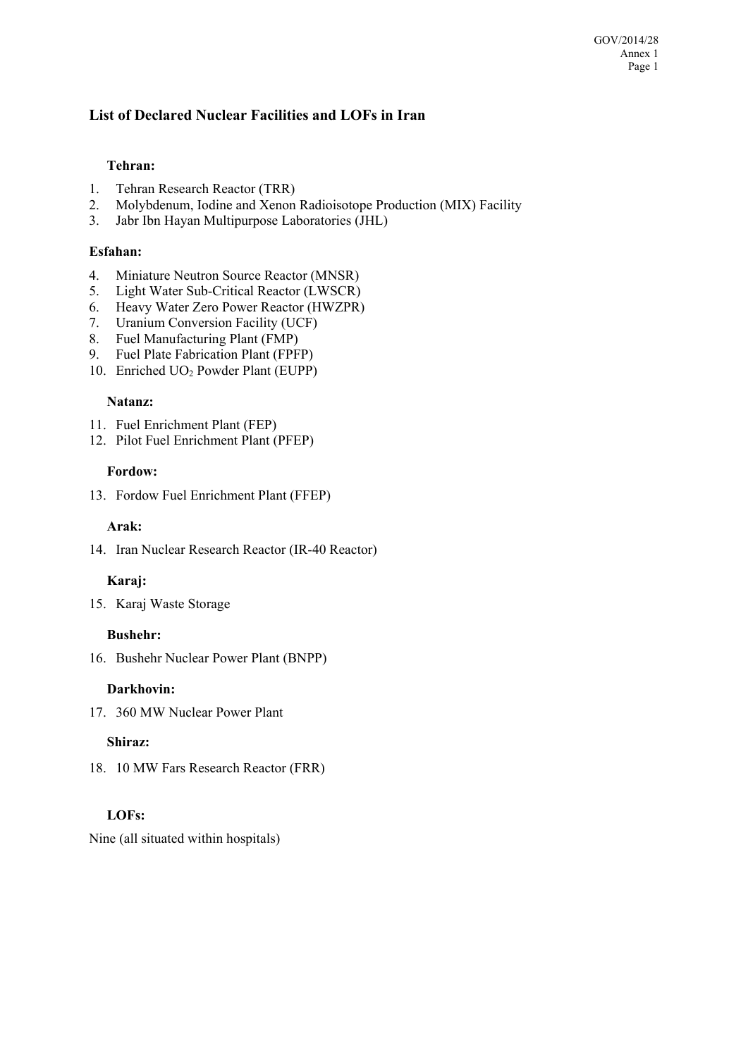## List of Declared Nuclear Facilities and LOFs in Iran

**Tehran:**

1. Tehran Research Reactor (TRR)
2. Molybdenum, Iodine and Xenon Radioisotope Production (MIX) Facility
3. Jabr Ibn Hayan Multipurpose Laboratories (JHL)

**Esfahan:**

4. Miniature Neutron Source Reactor (MNSR)
5. Light Water Sub-Critical Reactor (LWSCR)
6. Heavy Water Zero Power Reactor (HWZPR)
7. Uranium Conversion Facility (UCF)
8. Fuel Manufacturing Plant (FMP)
9. Fuel Plate Fabrication Plant (FPFP)
10. Enriched $UO_2$ Powder Plant (EUPP)

**Natanz:**

11. Fuel Enrichment Plant (FEP)
12. Pilot Fuel Enrichment Plant (PFEP)

**Fordow:**

13. Fordow Fuel Enrichment Plant (FFEP)

**Arak:**

14. Iran Nuclear Research Reactor (IR-40 Reactor)

**Karaj:**

15. Karaj Waste Storage

**Bushehr:**

16. Bushehr Nuclear Power Plant (BNPP)

**Darkhovin:**

17. 360 MW Nuclear Power Plant

**Shiraz:**

18. 10 MW Fars Research Reactor (FRR)

**LOFs:**

Nine (all situated within hospitals)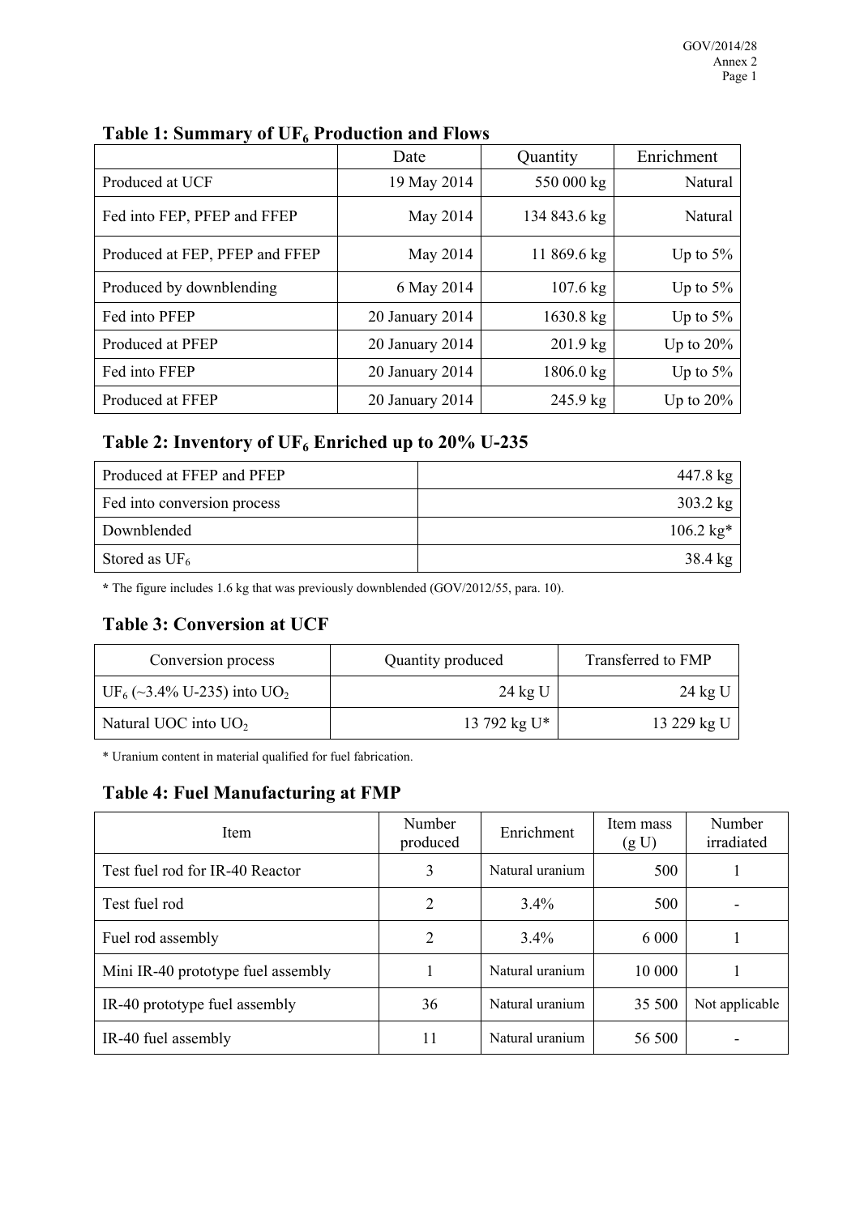### Table 1: Summary of $UF_6$ Production and Flows

| | Date | Quantity | Enrichment |
|---|---|---|---|
| Produced at UCF | 19 May 2014 | 550 000 kg | Natural |
| Fed into FEP, PFEP and FFEP | May 2014 | 134 843.6 kg | Natural |
| Produced at FEP, PFEP and FFEP | May 2014 | 11 869.6 kg | Up to 5% |
| Produced by downblending | 6 May 2014 | 107.6 kg | Up to 5% |
| Fed into PFEP | 20 January 2014 | 1630.8 kg | Up to 5% |
| Produced at PFEP | 20 January 2014 | 201.9 kg | Up to 20% |
| Fed into FFEP | 20 January 2014 | 1806.0 kg | Up to 5% |
| Produced at FFEP | 20 January 2014 | 245.9 kg | Up to 20% |

### Table 2: Inventory of $UF_6$ Enriched up to 20% U-235

| | |
|---|---|
| Produced at FFEP and PFEP | 447.8 kg |
| Fed into conversion process | 303.2 kg |
| Downblended | 106.2 kg* |
| Stored as $UF_6$ | 38.4 kg |

**\*** The figure includes 1.6 kg that was previously downblended (GOV/2012/55, para. 10).

### Table 3: Conversion at UCF

| Conversion process | Quantity produced | Transferred to FMP |
|---|---|---|
| $UF_6$ (~3.4% U-235) into $UO_2$ | 24 kg U | 24 kg U |
| Natural UOC into $UO_2$ | 13 792 kg U* | 13 229 kg U |

\* Uranium content in material qualified for fuel fabrication.

### Table 4: Fuel Manufacturing at FMP

| Item | Number produced | Enrichment | Item mass (g U) | Number irradiated |
|---|---|---|---|---|
| Test fuel rod for IR-40 Reactor | 3 | Natural uranium | 500 | 1 |
| Test fuel rod | 2 | 3.4% | 500 | - |
| Fuel rod assembly | 2 | 3.4% | 6 000 | 1 |
| Mini IR-40 prototype fuel assembly | 1 | Natural uranium | 10 000 | 1 |
| IR-40 prototype fuel assembly | 36 | Natural uranium | 35 500 | Not applicable |
| IR-40 fuel assembly | 11 | Natural uranium | 56 500 | - |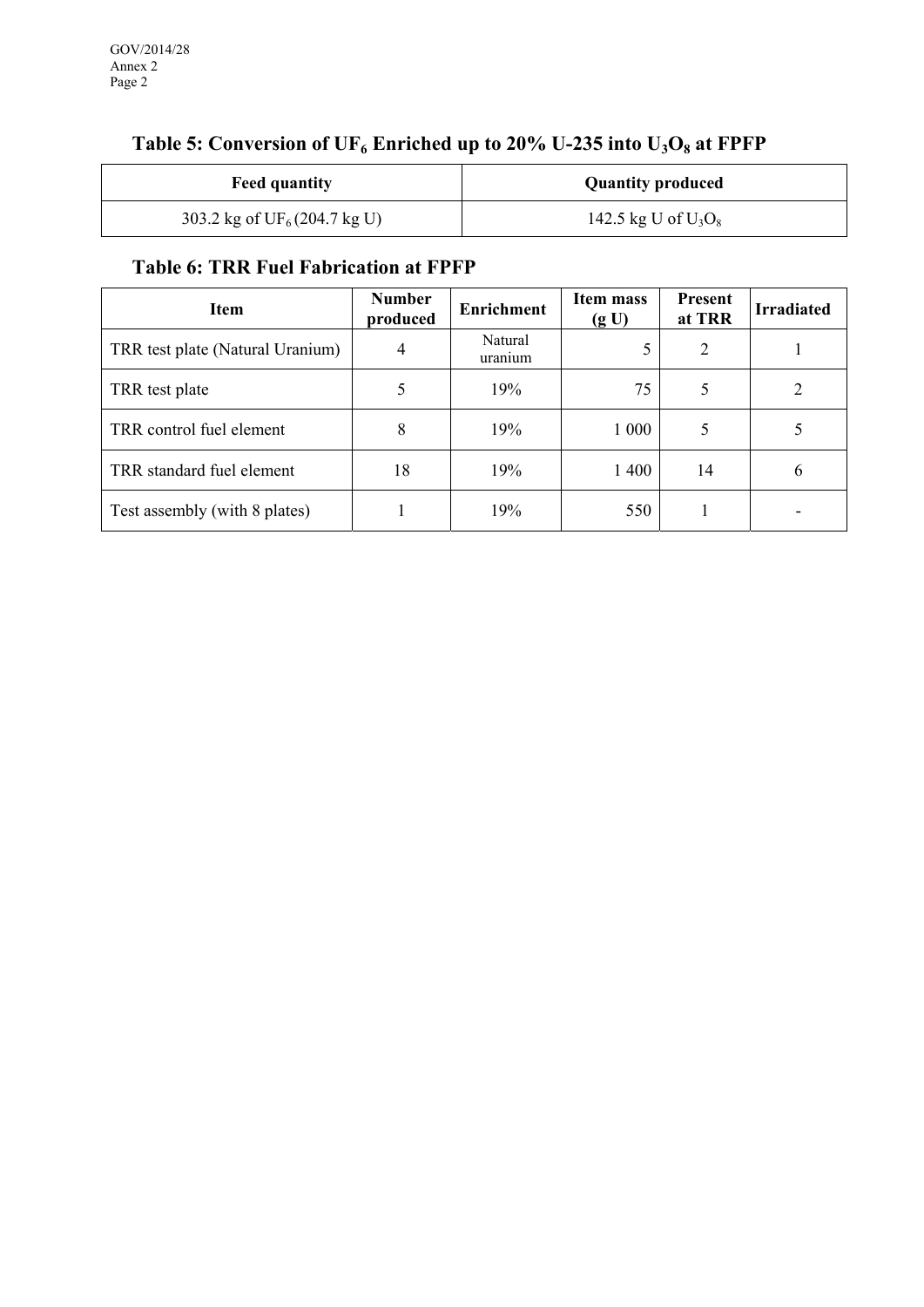## Table 5: Conversion of $UF_6$ Enriched up to 20% U-235 into $U_3O_8$ at FPFP

| Feed quantity | Quantity produced |
| --- | --- |
| 303.2 kg of $UF_6$ (204.7 kg U) | 142.5 kg U of $U_3O_8$ |

## Table 6: TRR Fuel Fabrication at FPFP

| Item | Number produced | Enrichment | Item mass (g U) | Present at TRR | Irradiated |
| --- | --- | --- | --- | --- | --- |
| TRR test plate (Natural Uranium) | 4 | Natural uranium | 5 | 2 | 1 |
| TRR test plate | 5 | 19% | 75 | 5 | 2 |
| TRR control fuel element | 8 | 19% | 1 000 | 5 | 5 |
| TRR standard fuel element | 18 | 19% | 1 400 | 14 | 6 |
| Test assembly (with 8 plates) | 1 | 19% | 550 | 1 | - |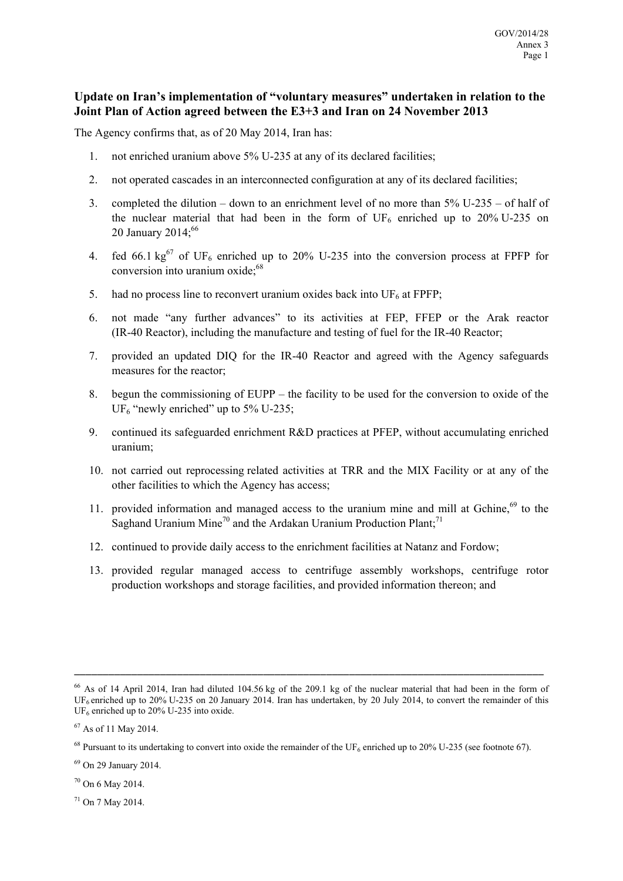**Update on Iran's implementation of "voluntary measures" undertaken in relation to the Joint Plan of Action agreed between the E3+3 and Iran on 24 November 2013**

The Agency confirms that, as of 20 May 2014, Iran has:

1. not enriched uranium above 5% U-235 at any of its declared facilities;
2. not operated cascades in an interconnected configuration at any of its declared facilities;
3. completed the dilution – down to an enrichment level of no more than 5% U-235 – of half of the nuclear material that had been in the form of $UF_6$ enriched up to 20% U-235 on 20 January 2014;[66]
4. fed 66.1 kg[67] of $UF_6$ enriched up to 20% U-235 into the conversion process at FPFP for conversion into uranium oxide;[68]
5. had no process line to reconvert uranium oxides back into $UF_6$ at FPFP;
6. not made "any further advances" to its activities at FEP, FFEP or the Arak reactor (IR-40 Reactor), including the manufacture and testing of fuel for the IR-40 Reactor;
7. provided an updated DIQ for the IR-40 Reactor and agreed with the Agency safeguards measures for the reactor;
8. begun the commissioning of EUPP – the facility to be used for the conversion to oxide of the $UF_6$ "newly enriched" up to 5% U-235;
9. continued its safeguarded enrichment R&D practices at PFEP, without accumulating enriched uranium;
10. not carried out reprocessing related activities at TRR and the MIX Facility or at any of the other facilities to which the Agency has access;
11. provided information and managed access to the uranium mine and mill at Gchine,[69] to the Saghand Uranium Mine[70] and the Ardakan Uranium Production Plant;[71]
12. continued to provide daily access to the enrichment facilities at Natanz and Fordow;
13. provided regular managed access to centrifuge assembly workshops, centrifuge rotor production workshops and storage facilities, and provided information thereon; and

---

[66] As of 14 April 2014, Iran had diluted 104.56 kg of the 209.1 kg of the nuclear material that had been in the form of $UF_6$ enriched up to 20% U-235 on 20 January 2014. Iran has undertaken, by 20 July 2014, to convert the remainder of this $UF_6$ enriched up to 20% U-235 into oxide.

[67] As of 11 May 2014.

[68] Pursuant to its undertaking to convert into oxide the remainder of the $UF_6$ enriched up to 20% U-235 (see footnote 67).

[69] On 29 January 2014.

[70] On 6 May 2014.

[71] On 7 May 2014.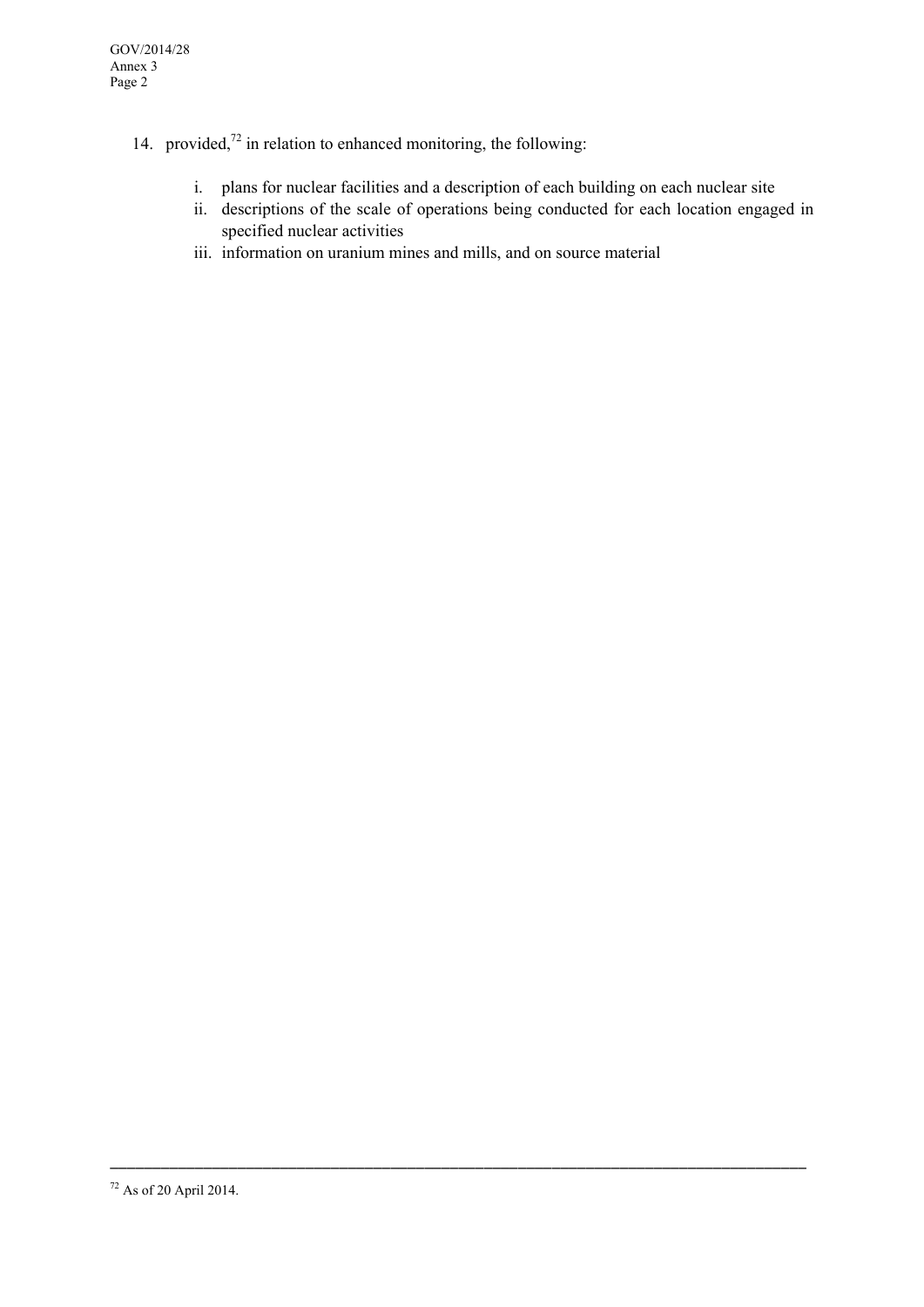14. provided,[72] in relation to enhanced monitoring, the following:

    i. plans for nuclear facilities and a description of each building on each nuclear site
    ii. descriptions of the scale of operations being conducted for each location engaged in specified nuclear activities
    iii. information on uranium mines and mills, and on source material

---

[72] As of 20 April 2014.